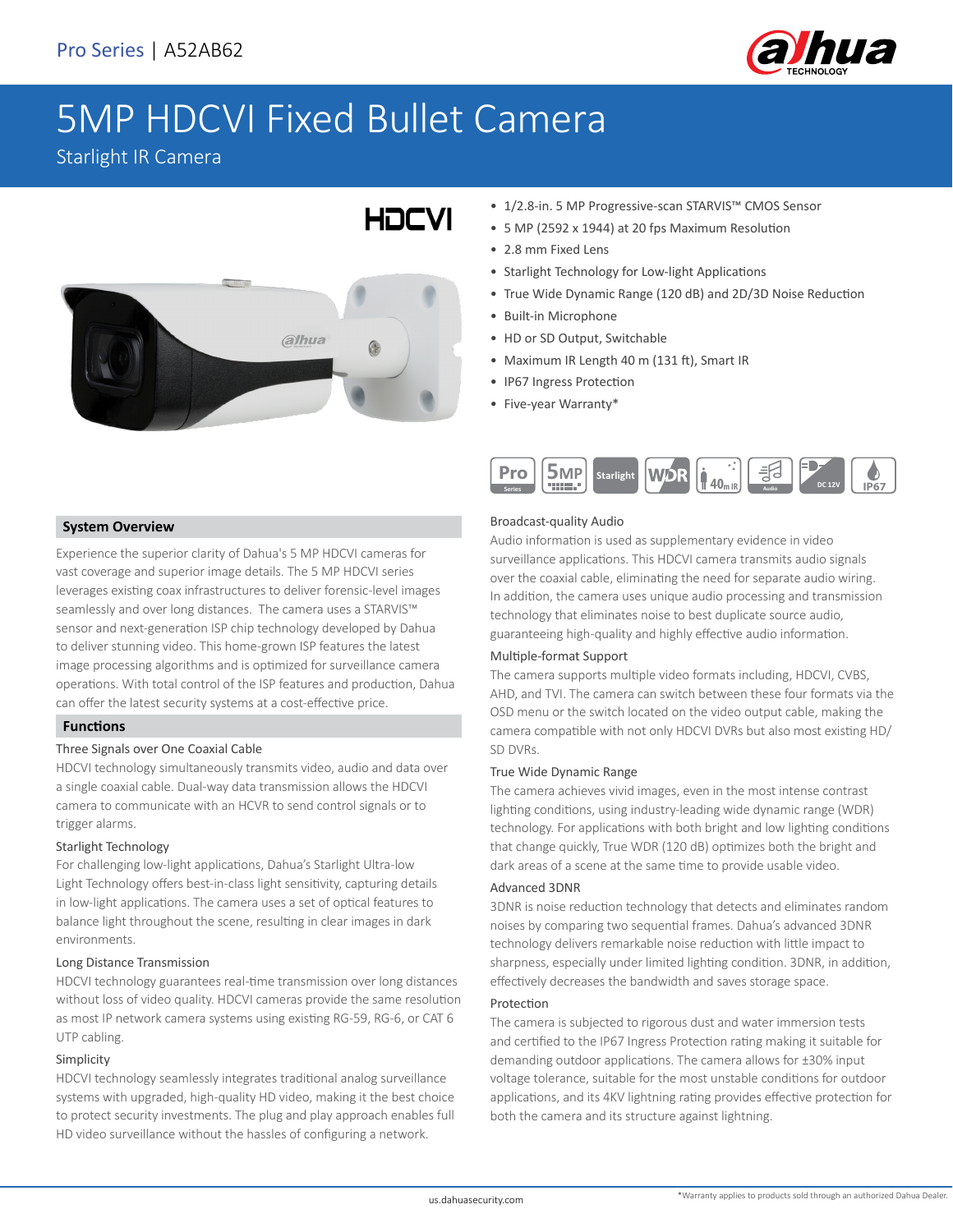Pro Series | A52AB62

# 5MP HDCVI Fixed Bullet Camera

Starlight IR Camera

- 1/2.8-in. 5 MP Progressive-scan STARVIS™ CMOS Sensor
- 5 MP (2592 x 1944) at 20 fps Maximum Resolution
- 2.8 mm Fixed Lens
- Starlight Technology for Low-light Applications
- True Wide Dynamic Range (120 dB) and 2D/3D Noise Reduction
- Built-in Microphone
- HD or SD Output, Switchable
- Maximum IR Length 40 m (131 ft), Smart IR
- IP67 Ingress Protection
- Five-year Warranty*

## System Overview

Experience the superior clarity of Dahua's 5 MP HDCVI cameras for vast coverage and superior image details. The 5 MP HDCVI series leverages existing coax infrastructures to deliver forensic-level images seamlessly and over long distances. The camera uses a STARVIS™ sensor and next-generation ISP chip technology developed by Dahua to deliver stunning video. This home-grown ISP features the latest image processing algorithms and is optimized for surveillance camera operations. With total control of the ISP features and production, Dahua can offer the latest security systems at a cost-effective price.

## Functions

### Three Signals over One Coaxial Cable

HDCVI technology simultaneously transmits video, audio and data over a single coaxial cable. Dual-way data transmission allows the HDCVI camera to communicate with an HCVR to send control signals or to trigger alarms.

### Starlight Technology

For challenging low-light applications, Dahua's Starlight Ultra-low Light Technology offers best-in-class light sensitivity, capturing details in low-light applications. The camera uses a set of optical features to balance light throughout the scene, resulting in clear images in dark environments.

### Long Distance Transmission

HDCVI technology guarantees real-time transmission over long distances without loss of video quality. HDCVI cameras provide the same resolution as most IP network camera systems using existing RG-59, RG-6, or CAT 6 UTP cabling.

### Simplicity

HDCVI technology seamlessly integrates traditional analog surveillance systems with upgraded, high-quality HD video, making it the best choice to protect security investments. The plug and play approach enables full HD video surveillance without the hassles of configuring a network.

### Broadcast-quality Audio

Audio information is used as supplementary evidence in video surveillance applications. This HDCVI camera transmits audio signals over the coaxial cable, eliminating the need for separate audio wiring. In addition, the camera uses unique audio processing and transmission technology that eliminates noise to best duplicate source audio, guaranteeing high-quality and highly effective audio information.

### Multiple-format Support

The camera supports multiple video formats including, HDCVI, CVBS, AHD, and TVI. The camera can switch between these four formats via the OSD menu or the switch located on the video output cable, making the camera compatible with not only HDCVI DVRs but also most existing HD/SD DVRs.

### True Wide Dynamic Range

The camera achieves vivid images, even in the most intense contrast lighting conditions, using industry-leading wide dynamic range (WDR) technology. For applications with both bright and low lighting conditions that change quickly, True WDR (120 dB) optimizes both the bright and dark areas of a scene at the same time to provide usable video.

### Advanced 3DNR

3DNR is noise reduction technology that detects and eliminates random noises by comparing two sequential frames. Dahua's advanced 3DNR technology delivers remarkable noise reduction with little impact to sharpness, especially under limited lighting condition. 3DNR, in addition, effectively decreases the bandwidth and saves storage space.

### Protection

The camera is subjected to rigorous dust and water immersion tests and certified to the IP67 Ingress Protection rating making it suitable for demanding outdoor applications. The camera allows for ±30% input voltage tolerance, suitable for the most unstable conditions for outdoor applications, and its 4KV lightning rating provides effective protection for both the camera and its structure against lightning.

us.dahuasecurity.com

*Warranty applies to products sold through an authorized Dahua Dealer.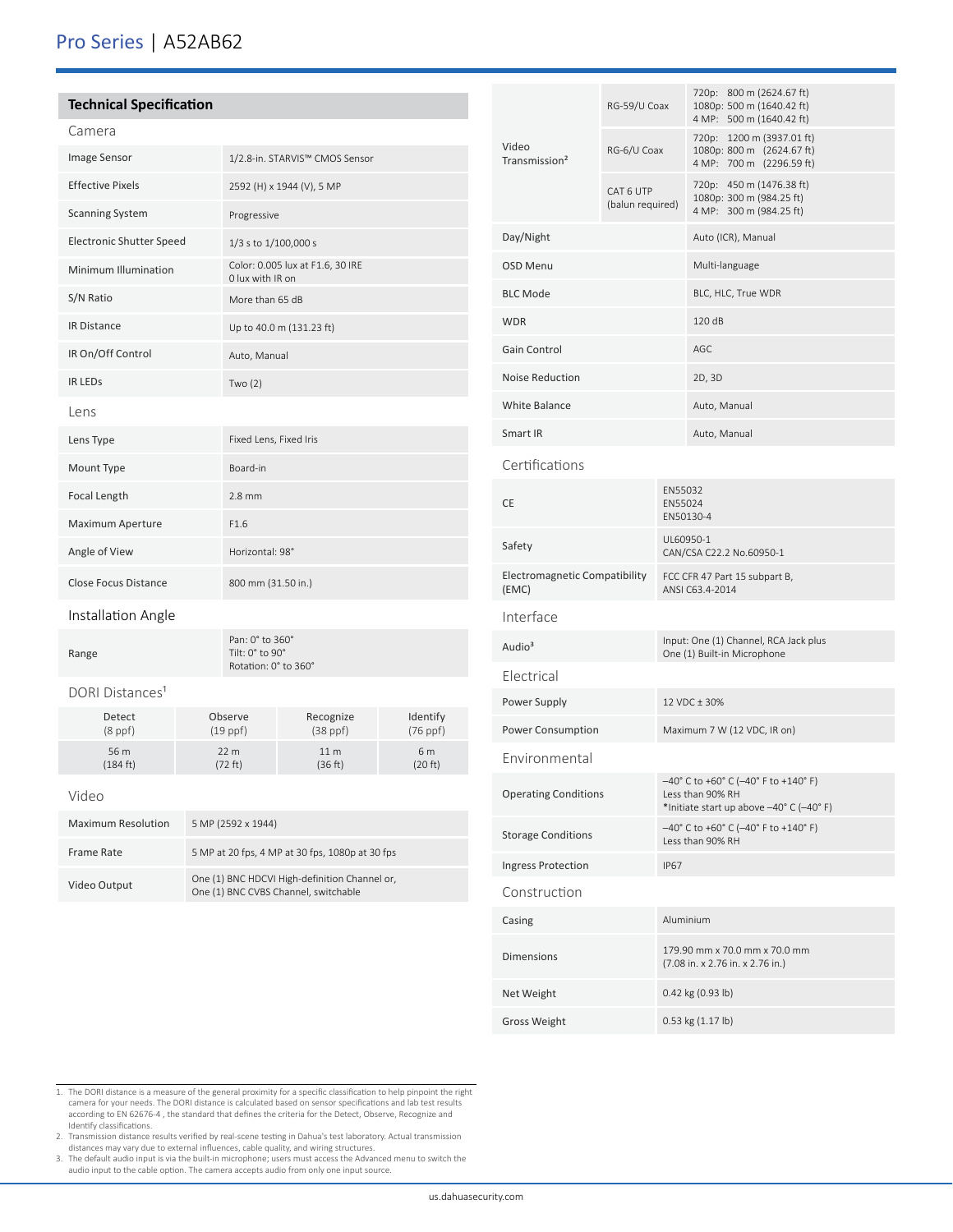# Pro Series | A52AB62

## Technical Specification

### Camera

| | |
|---|---|
| Image Sensor | 1/2.8-in. STARVIS™ CMOS Sensor |
| Effective Pixels | 2592 (H) x 1944 (V), 5 MP |
| Scanning System | Progressive |
| Electronic Shutter Speed | 1/3 s to 1/100,000 s |
| Minimum Illumination | Color: 0.005 lux at F1.6, 30 IRE<br>0 lux with IR on |
| S/N Ratio | More than 65 dB |
| IR Distance | Up to 40.0 m (131.23 ft) |
| IR On/Off Control | Auto, Manual |
| IR LEDs | Two (2) |

### Lens

| | |
|---|---|
| Lens Type | Fixed Lens, Fixed Iris |
| Mount Type | Board-in |
| Focal Length | 2.8 mm |
| Maximum Aperture | F1.6 |
| Angle of View | Horizontal: 98° |
| Close Focus Distance | 800 mm (31.50 in.) |

### Installation Angle

| | |
|---|---|
| Range | Pan: 0° to 360°<br>Tilt: 0° to 90°<br>Rotation: 0° to 360° |

### DORI Distances[1]

| Detect (8 ppf) | Observe (19 ppf) | Recognize (38 ppf) | Identify (76 ppf) |
|---|---|---|---|
| 56 m (184 ft) | 22 m (72 ft) | 11 m (36 ft) | 6 m (20 ft) |

### Video

| | |
|---|---|
| Maximum Resolution | 5 MP (2592 x 1944) |
| Frame Rate | 5 MP at 20 fps, 4 MP at 30 fps, 1080p at 30 fps |
| Video Output | One (1) BNC HDCVI High-definition Channel or,<br>One (1) BNC CVBS Channel, switchable |

| | | |
|---|---|---|
| Video Transmission[2] | RG-59/U Coax | 720p: 800 m (2624.67 ft)<br>1080p: 500 m (1640.42 ft)<br>4 MP: 500 m (1640.42 ft) |
| | RG-6/U Coax | 720p: 1200 m (3937.01 ft)<br>1080p: 800 m (2624.67 ft)<br>4 MP: 700 m (2296.59 ft) |
| | CAT 6 UTP (balun required) | 720p: 450 m (1476.38 ft)<br>1080p: 300 m (984.25 ft)<br>4 MP: 300 m (984.25 ft) |
| Day/Night | | Auto (ICR), Manual |
| OSD Menu | | Multi-language |
| BLC Mode | | BLC, HLC, True WDR |
| WDR | | 120 dB |
| Gain Control | | AGC |
| Noise Reduction | | 2D, 3D |
| White Balance | | Auto, Manual |
| Smart IR | | Auto, Manual |

### Certifications

| | |
|---|---|
| CE | EN55032<br>EN55024<br>EN50130-4 |
| Safety | UL60950-1<br>CAN/CSA C22.2 No.60950-1 |
| Electromagnetic Compatibility (EMC) | FCC CFR 47 Part 15 subpart B,<br>ANSI C63.4-2014 |

### Interface

| | |
|---|---|
| Audio[3] | Input: One (1) Channel, RCA Jack plus<br>One (1) Built-in Microphone |

### Electrical

| | |
|---|---|
| Power Supply | 12 VDC ± 30% |
| Power Consumption | Maximum 7 W (12 VDC, IR on) |

### Environmental

| | |
|---|---|
| Operating Conditions | –40° C to +60° C (–40° F to +140° F)<br>Less than 90% RH<br>*Initiate start up above –40° C (–40° F) |
| Storage Conditions | –40° C to +60° C (–40° F to +140° F)<br>Less than 90% RH |
| Ingress Protection | IP67 |

### Construction

| | |
|---|---|
| Casing | Aluminium |
| Dimensions | 179.90 mm x 70.0 mm x 70.0 mm<br>(7.08 in. x 2.76 in. x 2.76 in.) |
| Net Weight | 0.42 kg (0.93 lb) |
| Gross Weight | 0.53 kg (1.17 lb) |

---

1. The DORI distance is a measure of the general proximity for a specific classification to help pinpoint the right camera for your needs. The DORI distance is calculated based on sensor specifications and lab test results according to EN 62676-4 , the standard that defines the criteria for the Detect, Observe, Recognize and Identify classifications.
2. Transmission distance results verified by real-scene testing in Dahua's test laboratory. Actual transmission distances may vary due to external influences, cable quality, and wiring structures.
3. The default audio input is via the built-in microphone; users must access the Advanced menu to switch the audio input to the cable option. The camera accepts audio from only one input source.

us.dahuasecurity.com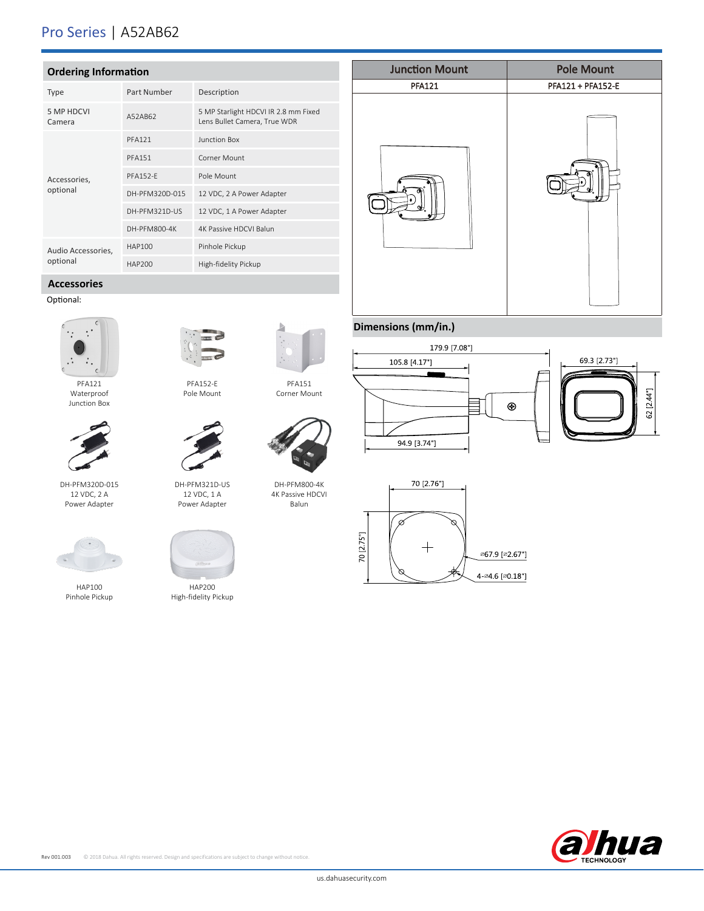## Ordering Information

| Type | Part Number | Description |
|---|---|---|
| 5 MP HDCVI Camera | A52AB62 | 5 MP Starlight HDCVI IR 2.8 mm Fixed Lens Bullet Camera, True WDR |
| Accessories, optional | PFA121 | Junction Box |
| | PFA151 | Corner Mount |
| | PFA152-E | Pole Mount |
| | DH-PFM320D-015 | 12 VDC, 2 A Power Adapter |
| | DH-PFM321D-US | 12 VDC, 1 A Power Adapter |
| | DH-PFM800-4K | 4K Passive HDCVI Balun |
| Audio Accessories, optional | HAP100 | Pinhole Pickup |
| | HAP200 | High-fidelity Pickup |

| Junction Mount | Pole Mount |
|---|---|
| PFA121 | PFA121 + PFA152-E |

## Accessories

Optional:

PFA121
Waterproof
Junction Box

PFA152-E
Pole Mount

PFA151
Corner Mount

DH-PFM320D-015
12 VDC, 2 A
Power Adapter

DH-PFM321D-US
12 VDC, 1 A
Power Adapter

DH-PFM800-4K
4K Passive HDCVI
Balun

HAP100
Pinhole Pickup

HAP200
High-fidelity Pickup

## Dimensions (mm/in.)

179.9 [7.08"]
105.8 [4.17"]
94.9 [3.74"]
69.3 [2.73"]
62 [2.44"]
70 [2.76"]
70 [2.75"]
⌀67.9 [⌀2.67"]
4-⌀4.6 [⌀0.18"]

Rev 001.003 © 2018 Dahua. All rights reserved. Design and specifications are subject to change without notice.

us.dahuasecurity.com